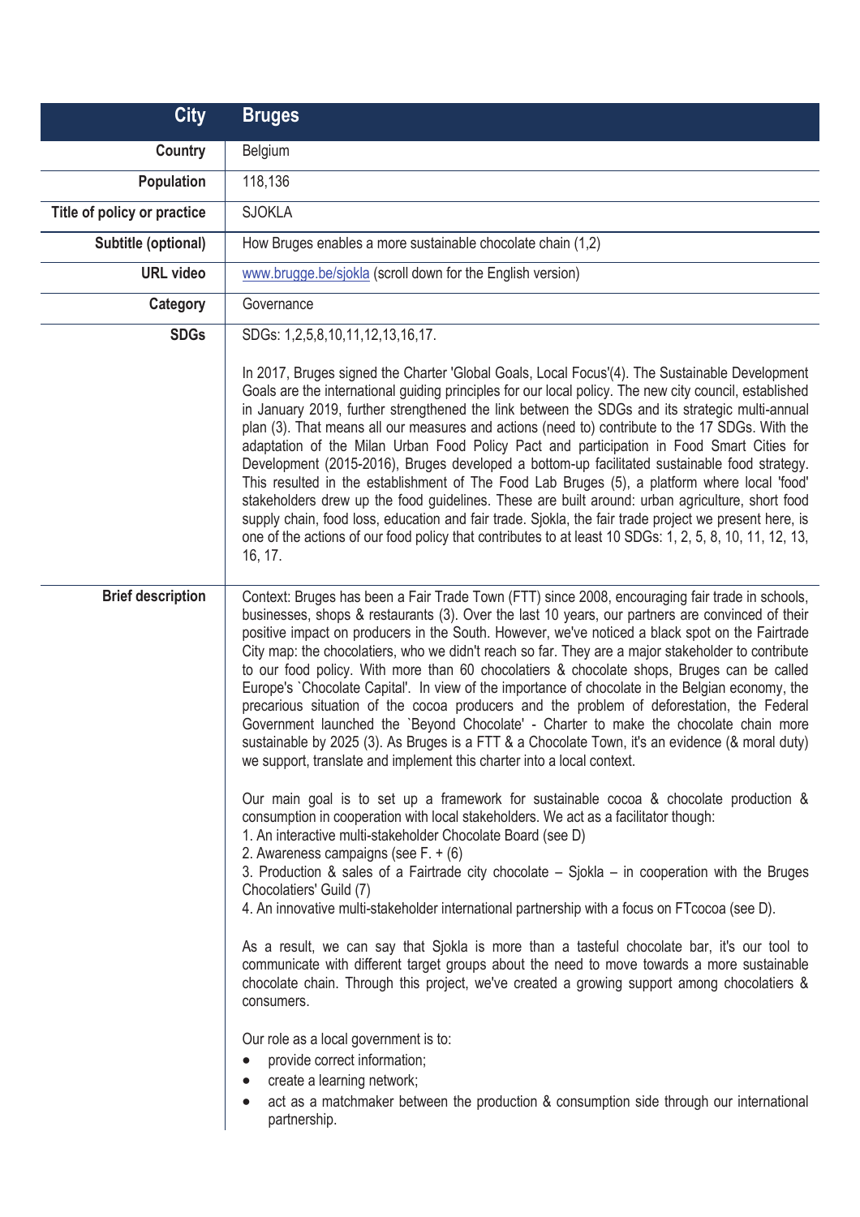| City | Bruges |
|---|---|
| Country | Belgium |
| Population | 118,136 |
| Title of policy or practice | SJOKLA |
| Subtitle (optional) | How Bruges enables a more sustainable chocolate chain (1,2) |
| URL video | [www.brugge.be/sjokla](http://www.brugge.be/sjokla) (scroll down for the English version) |
| Category | Governance |
| SDGs | SDGs: 1,2,5,8,10,11,12,13,16,17.<br><br>In 2017, Bruges signed the Charter 'Global Goals, Local Focus'(4). The Sustainable Development Goals are the international guiding principles for our local policy. The new city council, established in January 2019, further strengthened the link between the SDGs and its strategic multi-annual plan (3). That means all our measures and actions (need to) contribute to the 17 SDGs. With the adaptation of the Milan Urban Food Policy Pact and participation in Food Smart Cities for Development (2015-2016), Bruges developed a bottom-up facilitated sustainable food strategy. This resulted in the establishment of The Food Lab Bruges (5), a platform where local 'food' stakeholders drew up the food guidelines. These are built around: urban agriculture, short food supply chain, food loss, education and fair trade. Sjokla, the fair trade project we present here, is one of the actions of our food policy that contributes to at least 10 SDGs: 1, 2, 5, 8, 10, 11, 12, 13, 16, 17. |
| Brief description | Context: Bruges has been a Fair Trade Town (FTT) since 2008, encouraging fair trade in schools, businesses, shops & restaurants (3). Over the last 10 years, our partners are convinced of their positive impact on producers in the South. However, we've noticed a black spot on the Fairtrade City map: the chocolatiers, who we didn't reach so far. They are a major stakeholder to contribute to our food policy. With more than 60 chocolatiers & chocolate shops, Bruges can be called Europe's `Chocolate Capital'. In view of the importance of chocolate in the Belgian economy, the precarious situation of the cocoa producers and the problem of deforestation, the Federal Government launched the `Beyond Chocolate' - Charter to make the chocolate chain more sustainable by 2025 (3). As Bruges is a FTT & a Chocolate Town, it's an evidence (& moral duty) we support, translate and implement this charter into a local context.<br><br>Our main goal is to set up a framework for sustainable cocoa & chocolate production & consumption in cooperation with local stakeholders. We act as a facilitator though:<br>1. An interactive multi-stakeholder Chocolate Board (see D)<br>2. Awareness campaigns (see F. + (6)<br>3. Production & sales of a Fairtrade city chocolate – Sjokla – in cooperation with the Bruges Chocolatiers' Guild (7)<br>4. An innovative multi-stakeholder international partnership with a focus on FTcocoa (see D).<br><br>As a result, we can say that Sjokla is more than a tasteful chocolate bar, it's our tool to communicate with different target groups about the need to move towards a more sustainable chocolate chain. Through this project, we've created a growing support among chocolatiers & consumers.<br><br>Our role as a local government is to:<br>• provide correct information;<br>• create a learning network;<br>• act as a matchmaker between the production & consumption side through our international partnership. |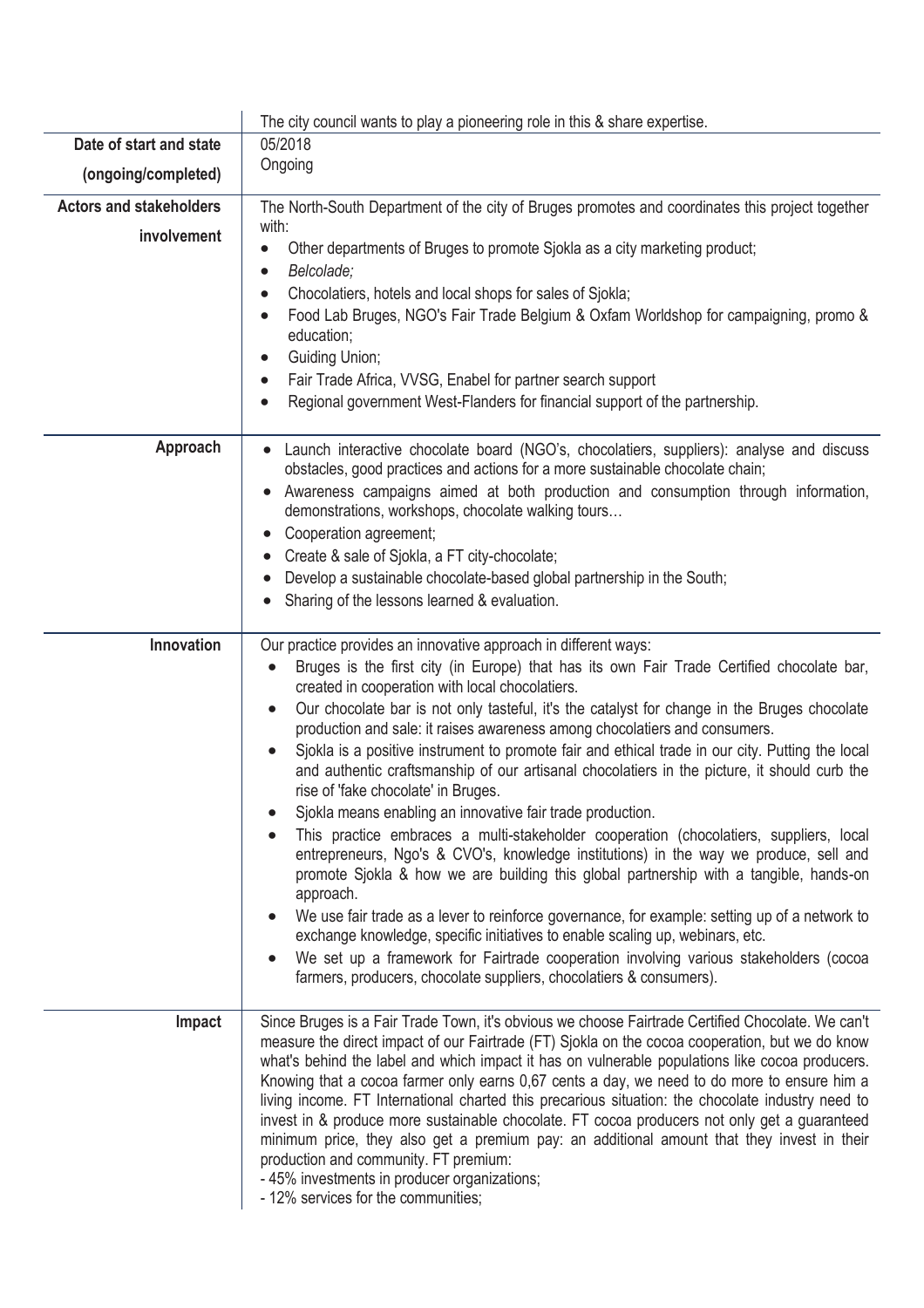| | |
|---|---|
| | The city council wants to play a pioneering role in this & share expertise. |
| **Date of start and state (ongoing/completed)** | 05/2018<br>Ongoing |
| **Actors and stakeholders involvement** | The North-South Department of the city of Bruges promotes and coordinates this project together with:<br>• Other departments of Bruges to promote Sjokla as a city marketing product;<br>• *Belcolade;*<br>• Chocolatiers, hotels and local shops for sales of Sjokla;<br>• Food Lab Bruges, NGO's Fair Trade Belgium & Oxfam Worldshop for campaigning, promo & education;<br>• Guiding Union;<br>• Fair Trade Africa, VVSG, Enabel for partner search support<br>• Regional government West-Flanders for financial support of the partnership. |
| **Approach** | • Launch interactive chocolate board (NGO's, chocolatiers, suppliers): analyse and discuss obstacles, good practices and actions for a more sustainable chocolate chain;<br>• Awareness campaigns aimed at both production and consumption through information, demonstrations, workshops, chocolate walking tours…<br>• Cooperation agreement;<br>• Create & sale of Sjokla, a FT city-chocolate;<br>• Develop a sustainable chocolate-based global partnership in the South;<br>• Sharing of the lessons learned & evaluation. |
| **Innovation** | Our practice provides an innovative approach in different ways:<br>• Bruges is the first city (in Europe) that has its own Fair Trade Certified chocolate bar, created in cooperation with local chocolatiers.<br>• Our chocolate bar is not only tasteful, it's the catalyst for change in the Bruges chocolate production and sale: it raises awareness among chocolatiers and consumers.<br>• Sjokla is a positive instrument to promote fair and ethical trade in our city. Putting the local and authentic craftsmanship of our artisanal chocolatiers in the picture, it should curb the rise of 'fake chocolate' in Bruges.<br>• Sjokla means enabling an innovative fair trade production.<br>• This practice embraces a multi-stakeholder cooperation (chocolatiers, suppliers, local entrepreneurs, Ngo's & CVO's, knowledge institutions) in the way we produce, sell and promote Sjokla & how we are building this global partnership with a tangible, hands-on approach.<br>• We use fair trade as a lever to reinforce governance, for example: setting up of a network to exchange knowledge, specific initiatives to enable scaling up, webinars, etc.<br>• We set up a framework for Fairtrade cooperation involving various stakeholders (cocoa farmers, producers, chocolate suppliers, chocolatiers & consumers). |
| **Impact** | Since Bruges is a Fair Trade Town, it's obvious we choose Fairtrade Certified Chocolate. We can't measure the direct impact of our Fairtrade (FT) Sjokla on the cocoa cooperation, but we do know what's behind the label and which impact it has on vulnerable populations like cocoa producers. Knowing that a cocoa farmer only earns 0,67 cents a day, we need to do more to ensure him a living income. FT International charted this precarious situation: the chocolate industry need to invest in & produce more sustainable chocolate. FT cocoa producers not only get a guaranteed minimum price, they also get a premium pay: an additional amount that they invest in their production and community. FT premium:<br>- 45% investments in producer organizations;<br>- 12% services for the communities; |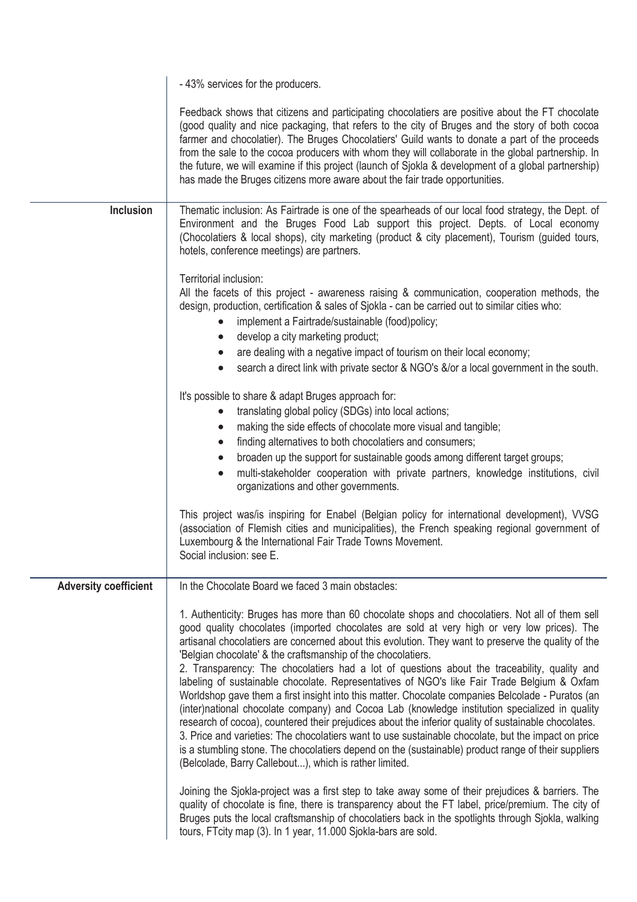- 43% services for the producers.

Feedback shows that citizens and participating chocolatiers are positive about the FT chocolate (good quality and nice packaging, that refers to the city of Bruges and the story of both cocoa farmer and chocolatier). The Bruges Chocolatiers' Guild wants to donate a part of the proceeds from the sale to the cocoa producers with whom they will collaborate in the global partnership. In the future, we will examine if this project (launch of Sjokla & development of a global partnership) has made the Bruges citizens more aware about the fair trade opportunities.

**Inclusion**

Thematic inclusion: As Fairtrade is one of the spearheads of our local food strategy, the Dept. of Environment and the Bruges Food Lab support this project. Depts. of Local economy (Chocolatiers & local shops), city marketing (product & city placement), Tourism (guided tours, hotels, conference meetings) are partners.

Territorial inclusion:
All the facets of this project - awareness raising & communication, cooperation methods, the design, production, certification & sales of Sjokla - can be carried out to similar cities who:

- implement a Fairtrade/sustainable (food)policy;
- develop a city marketing product;
- are dealing with a negative impact of tourism on their local economy;
- search a direct link with private sector & NGO's &/or a local government in the south.

It's possible to share & adapt Bruges approach for:

- translating global policy (SDGs) into local actions;
- making the side effects of chocolate more visual and tangible;
- finding alternatives to both chocolatiers and consumers;
- broaden up the support for sustainable goods among different target groups;
- multi-stakeholder cooperation with private partners, knowledge institutions, civil organizations and other governments.

This project was/is inspiring for Enabel (Belgian policy for international development), VVSG (association of Flemish cities and municipalities), the French speaking regional government of Luxembourg & the International Fair Trade Towns Movement.
Social inclusion: see E.

**Adversity coefficient**

In the Chocolate Board we faced 3 main obstacles:

1. Authenticity: Bruges has more than 60 chocolate shops and chocolatiers. Not all of them sell good quality chocolates (imported chocolates are sold at very high or very low prices). The artisanal chocolatiers are concerned about this evolution. They want to preserve the quality of the 'Belgian chocolate' & the craftsmanship of the chocolatiers.
2. Transparency: The chocolatiers had a lot of questions about the traceability, quality and labeling of sustainable chocolate. Representatives of NGO's like Fair Trade Belgium & Oxfam Worldshop gave them a first insight into this matter. Chocolate companies Belcolade - Puratos (an (inter)national chocolate company) and Cocoa Lab (knowledge institution specialized in quality research of cocoa), countered their prejudices about the inferior quality of sustainable chocolates.
3. Price and varieties: The chocolatiers want to use sustainable chocolate, but the impact on price is a stumbling stone. The chocolatiers depend on the (sustainable) product range of their suppliers (Belcolade, Barry Callebout...), which is rather limited.

Joining the Sjokla-project was a first step to take away some of their prejudices & barriers. The quality of chocolate is fine, there is transparency about the FT label, price/premium. The city of Bruges puts the local craftsmanship of chocolatiers back in the spotlights through Sjokla, walking tours, FTcity map (3). In 1 year, 11.000 Sjokla-bars are sold.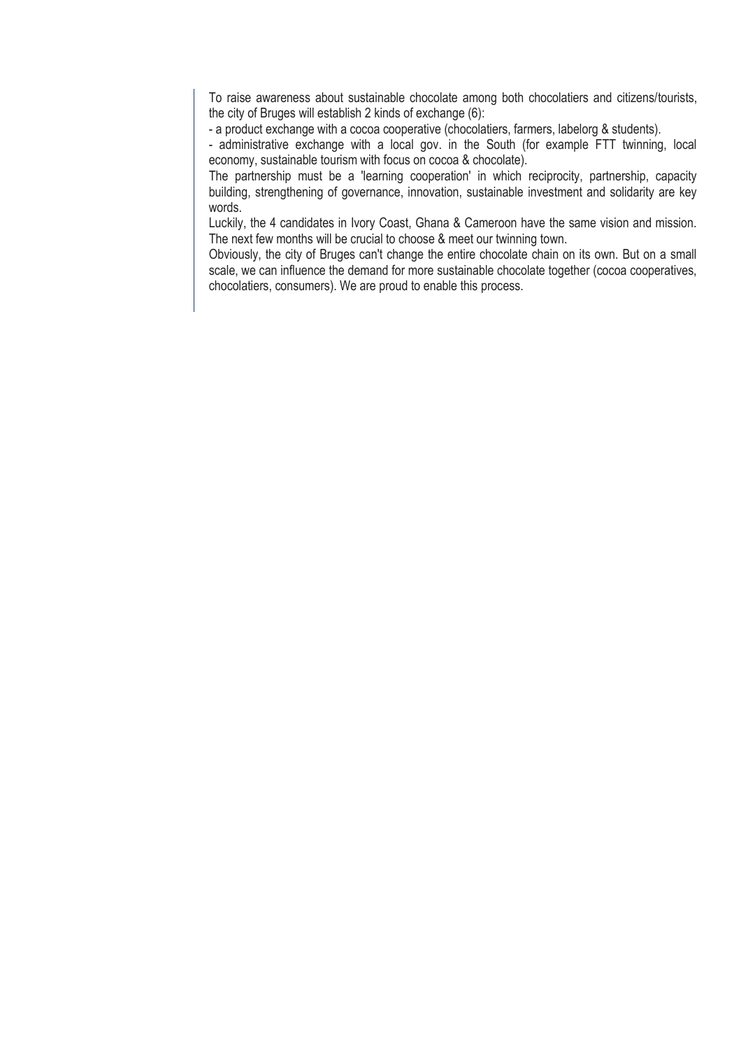To raise awareness about sustainable chocolate among both chocolatiers and citizens/tourists, the city of Bruges will establish 2 kinds of exchange (6):

- a product exchange with a cocoa cooperative (chocolatiers, farmers, labelorg & students).
- administrative exchange with a local gov. in the South (for example FTT twinning, local economy, sustainable tourism with focus on cocoa & chocolate).

The partnership must be a 'learning cooperation' in which reciprocity, partnership, capacity building, strengthening of governance, innovation, sustainable investment and solidarity are key words.

Luckily, the 4 candidates in Ivory Coast, Ghana & Cameroon have the same vision and mission. The next few months will be crucial to choose & meet our twinning town.

Obviously, the city of Bruges can't change the entire chocolate chain on its own. But on a small scale, we can influence the demand for more sustainable chocolate together (cocoa cooperatives, chocolatiers, consumers). We are proud to enable this process.